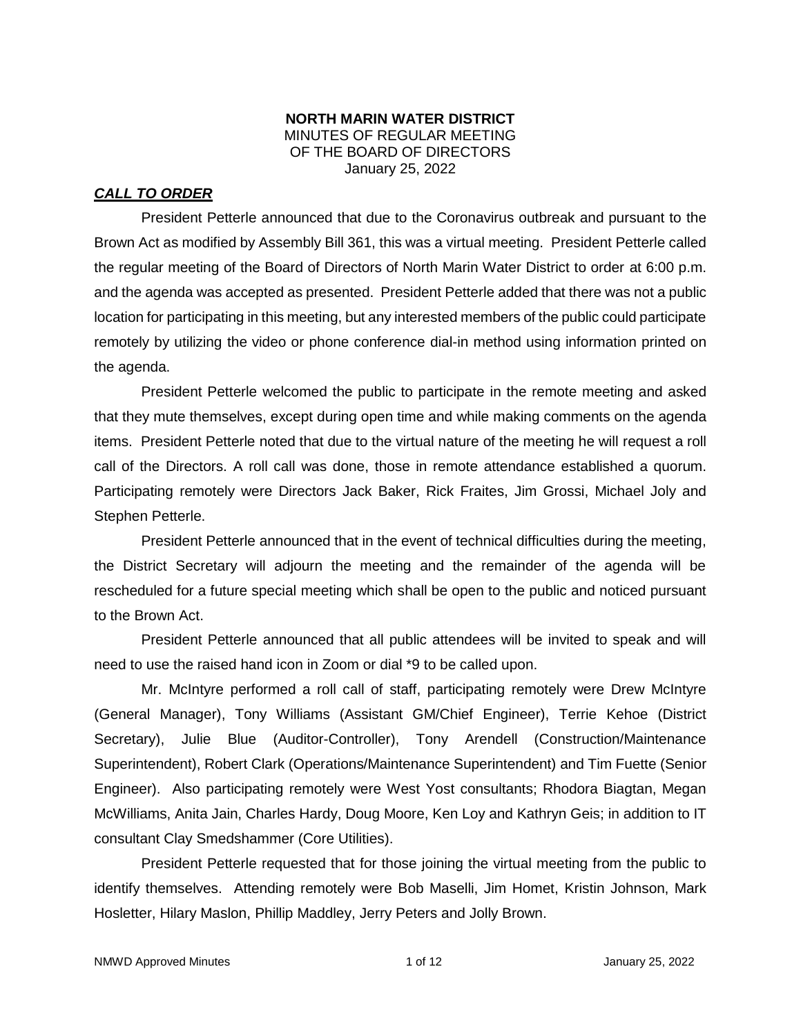**NORTH MARIN WATER DISTRICT**
MINUTES OF REGULAR MEETING
OF THE BOARD OF DIRECTORS
January 25, 2022

***CALL TO ORDER***

President Petterle announced that due to the Coronavirus outbreak and pursuant to the Brown Act as modified by Assembly Bill 361, this was a virtual meeting. President Petterle called the regular meeting of the Board of Directors of North Marin Water District to order at 6:00 p.m. and the agenda was accepted as presented. President Petterle added that there was not a public location for participating in this meeting, but any interested members of the public could participate remotely by utilizing the video or phone conference dial-in method using information printed on the agenda.

President Petterle welcomed the public to participate in the remote meeting and asked that they mute themselves, except during open time and while making comments on the agenda items. President Petterle noted that due to the virtual nature of the meeting he will request a roll call of the Directors. A roll call was done, those in remote attendance established a quorum. Participating remotely were Directors Jack Baker, Rick Fraites, Jim Grossi, Michael Joly and Stephen Petterle.

President Petterle announced that in the event of technical difficulties during the meeting, the District Secretary will adjourn the meeting and the remainder of the agenda will be rescheduled for a future special meeting which shall be open to the public and noticed pursuant to the Brown Act.

President Petterle announced that all public attendees will be invited to speak and will need to use the raised hand icon in Zoom or dial *9 to be called upon.

Mr. McIntyre performed a roll call of staff, participating remotely were Drew McIntyre (General Manager), Tony Williams (Assistant GM/Chief Engineer), Terrie Kehoe (District Secretary), Julie Blue (Auditor-Controller), Tony Arendell (Construction/Maintenance Superintendent), Robert Clark (Operations/Maintenance Superintendent) and Tim Fuette (Senior Engineer). Also participating remotely were West Yost consultants; Rhodora Biagtan, Megan McWilliams, Anita Jain, Charles Hardy, Doug Moore, Ken Loy and Kathryn Geis; in addition to IT consultant Clay Smedshammer (Core Utilities).

President Petterle requested that for those joining the virtual meeting from the public to identify themselves. Attending remotely were Bob Maselli, Jim Homet, Kristin Johnson, Mark Hosletter, Hilary Maslon, Phillip Maddley, Jerry Peters and Jolly Brown.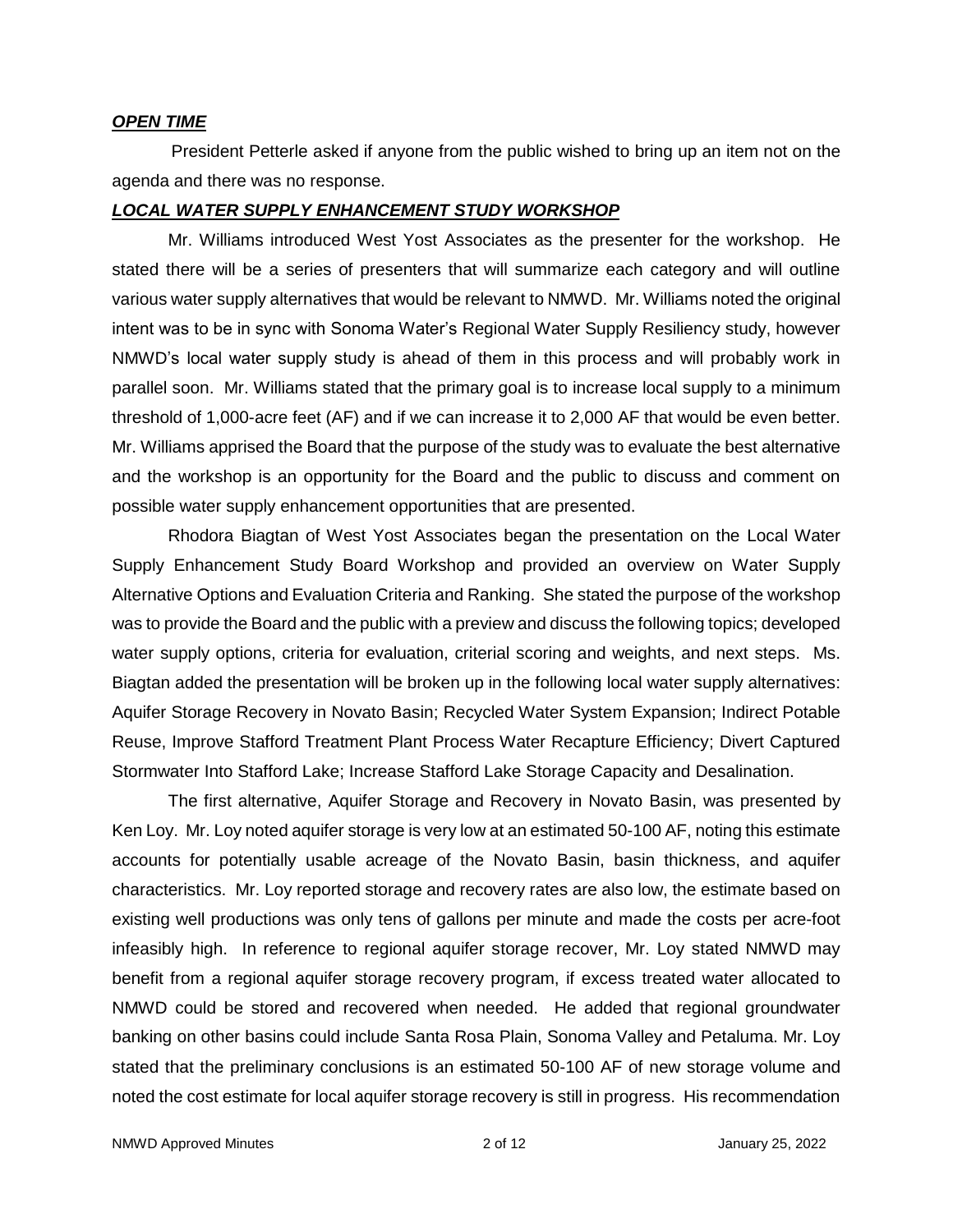***OPEN TIME***

President Petterle asked if anyone from the public wished to bring up an item not on the agenda and there was no response.

***LOCAL WATER SUPPLY ENHANCEMENT STUDY WORKSHOP***

Mr. Williams introduced West Yost Associates as the presenter for the workshop. He stated there will be a series of presenters that will summarize each category and will outline various water supply alternatives that would be relevant to NMWD. Mr. Williams noted the original intent was to be in sync with Sonoma Water's Regional Water Supply Resiliency study, however NMWD's local water supply study is ahead of them in this process and will probably work in parallel soon. Mr. Williams stated that the primary goal is to increase local supply to a minimum threshold of 1,000-acre feet (AF) and if we can increase it to 2,000 AF that would be even better. Mr. Williams apprised the Board that the purpose of the study was to evaluate the best alternative and the workshop is an opportunity for the Board and the public to discuss and comment on possible water supply enhancement opportunities that are presented.

Rhodora Biagtan of West Yost Associates began the presentation on the Local Water Supply Enhancement Study Board Workshop and provided an overview on Water Supply Alternative Options and Evaluation Criteria and Ranking. She stated the purpose of the workshop was to provide the Board and the public with a preview and discuss the following topics; developed water supply options, criteria for evaluation, criterial scoring and weights, and next steps. Ms. Biagtan added the presentation will be broken up in the following local water supply alternatives: Aquifer Storage Recovery in Novato Basin; Recycled Water System Expansion; Indirect Potable Reuse, Improve Stafford Treatment Plant Process Water Recapture Efficiency; Divert Captured Stormwater Into Stafford Lake; Increase Stafford Lake Storage Capacity and Desalination.

The first alternative, Aquifer Storage and Recovery in Novato Basin, was presented by Ken Loy. Mr. Loy noted aquifer storage is very low at an estimated 50-100 AF, noting this estimate accounts for potentially usable acreage of the Novato Basin, basin thickness, and aquifer characteristics. Mr. Loy reported storage and recovery rates are also low, the estimate based on existing well productions was only tens of gallons per minute and made the costs per acre-foot infeasibly high. In reference to regional aquifer storage recover, Mr. Loy stated NMWD may benefit from a regional aquifer storage recovery program, if excess treated water allocated to NMWD could be stored and recovered when needed. He added that regional groundwater banking on other basins could include Santa Rosa Plain, Sonoma Valley and Petaluma. Mr. Loy stated that the preliminary conclusions is an estimated 50-100 AF of new storage volume and noted the cost estimate for local aquifer storage recovery is still in progress. His recommendation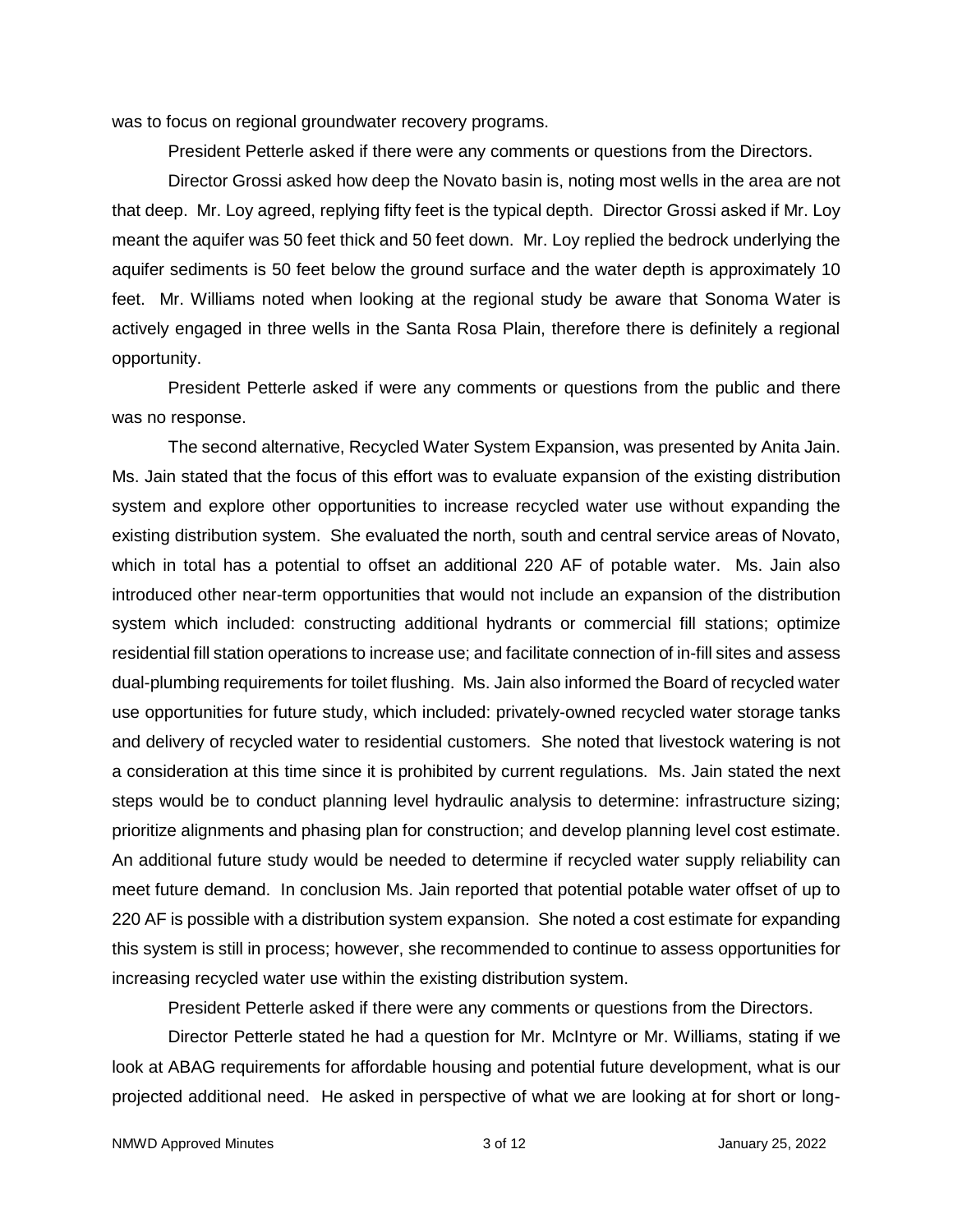was to focus on regional groundwater recovery programs.

President Petterle asked if there were any comments or questions from the Directors.

Director Grossi asked how deep the Novato basin is, noting most wells in the area are not that deep. Mr. Loy agreed, replying fifty feet is the typical depth. Director Grossi asked if Mr. Loy meant the aquifer was 50 feet thick and 50 feet down. Mr. Loy replied the bedrock underlying the aquifer sediments is 50 feet below the ground surface and the water depth is approximately 10 feet. Mr. Williams noted when looking at the regional study be aware that Sonoma Water is actively engaged in three wells in the Santa Rosa Plain, therefore there is definitely a regional opportunity.

President Petterle asked if were any comments or questions from the public and there was no response.

The second alternative, Recycled Water System Expansion, was presented by Anita Jain. Ms. Jain stated that the focus of this effort was to evaluate expansion of the existing distribution system and explore other opportunities to increase recycled water use without expanding the existing distribution system. She evaluated the north, south and central service areas of Novato, which in total has a potential to offset an additional 220 AF of potable water. Ms. Jain also introduced other near-term opportunities that would not include an expansion of the distribution system which included: constructing additional hydrants or commercial fill stations; optimize residential fill station operations to increase use; and facilitate connection of in-fill sites and assess dual-plumbing requirements for toilet flushing. Ms. Jain also informed the Board of recycled water use opportunities for future study, which included: privately-owned recycled water storage tanks and delivery of recycled water to residential customers. She noted that livestock watering is not a consideration at this time since it is prohibited by current regulations. Ms. Jain stated the next steps would be to conduct planning level hydraulic analysis to determine: infrastructure sizing; prioritize alignments and phasing plan for construction; and develop planning level cost estimate. An additional future study would be needed to determine if recycled water supply reliability can meet future demand. In conclusion Ms. Jain reported that potential potable water offset of up to 220 AF is possible with a distribution system expansion. She noted a cost estimate for expanding this system is still in process; however, she recommended to continue to assess opportunities for increasing recycled water use within the existing distribution system.

President Petterle asked if there were any comments or questions from the Directors.

Director Petterle stated he had a question for Mr. McIntyre or Mr. Williams, stating if we look at ABAG requirements for affordable housing and potential future development, what is our projected additional need. He asked in perspective of what we are looking at for short or long-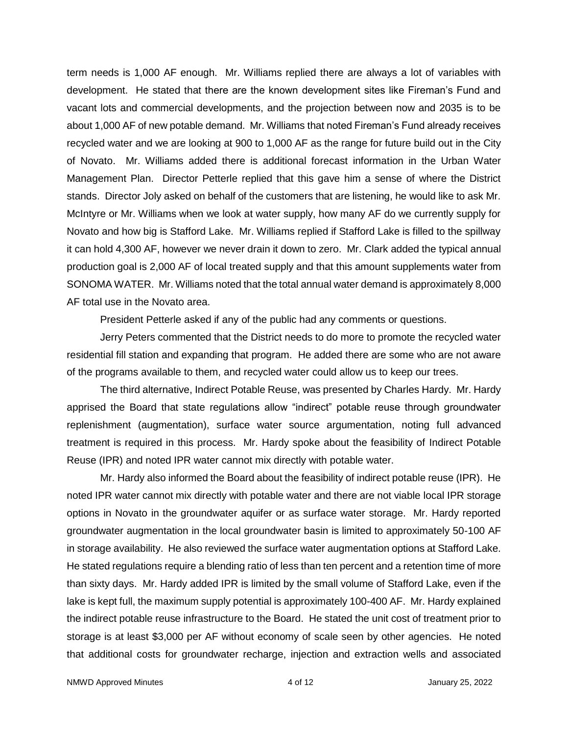term needs is 1,000 AF enough. Mr. Williams replied there are always a lot of variables with development. He stated that there are the known development sites like Fireman's Fund and vacant lots and commercial developments, and the projection between now and 2035 is to be about 1,000 AF of new potable demand. Mr. Williams that noted Fireman's Fund already receives recycled water and we are looking at 900 to 1,000 AF as the range for future build out in the City of Novato. Mr. Williams added there is additional forecast information in the Urban Water Management Plan. Director Petterle replied that this gave him a sense of where the District stands. Director Joly asked on behalf of the customers that are listening, he would like to ask Mr. McIntyre or Mr. Williams when we look at water supply, how many AF do we currently supply for Novato and how big is Stafford Lake. Mr. Williams replied if Stafford Lake is filled to the spillway it can hold 4,300 AF, however we never drain it down to zero. Mr. Clark added the typical annual production goal is 2,000 AF of local treated supply and that this amount supplements water from SONOMA WATER. Mr. Williams noted that the total annual water demand is approximately 8,000 AF total use in the Novato area.

President Petterle asked if any of the public had any comments or questions.

Jerry Peters commented that the District needs to do more to promote the recycled water residential fill station and expanding that program. He added there are some who are not aware of the programs available to them, and recycled water could allow us to keep our trees.

The third alternative, Indirect Potable Reuse, was presented by Charles Hardy. Mr. Hardy apprised the Board that state regulations allow "indirect" potable reuse through groundwater replenishment (augmentation), surface water source argumentation, noting full advanced treatment is required in this process. Mr. Hardy spoke about the feasibility of Indirect Potable Reuse (IPR) and noted IPR water cannot mix directly with potable water.

Mr. Hardy also informed the Board about the feasibility of indirect potable reuse (IPR). He noted IPR water cannot mix directly with potable water and there are not viable local IPR storage options in Novato in the groundwater aquifer or as surface water storage. Mr. Hardy reported groundwater augmentation in the local groundwater basin is limited to approximately 50-100 AF in storage availability. He also reviewed the surface water augmentation options at Stafford Lake. He stated regulations require a blending ratio of less than ten percent and a retention time of more than sixty days. Mr. Hardy added IPR is limited by the small volume of Stafford Lake, even if the lake is kept full, the maximum supply potential is approximately 100-400 AF. Mr. Hardy explained the indirect potable reuse infrastructure to the Board. He stated the unit cost of treatment prior to storage is at least $3,000 per AF without economy of scale seen by other agencies. He noted that additional costs for groundwater recharge, injection and extraction wells and associated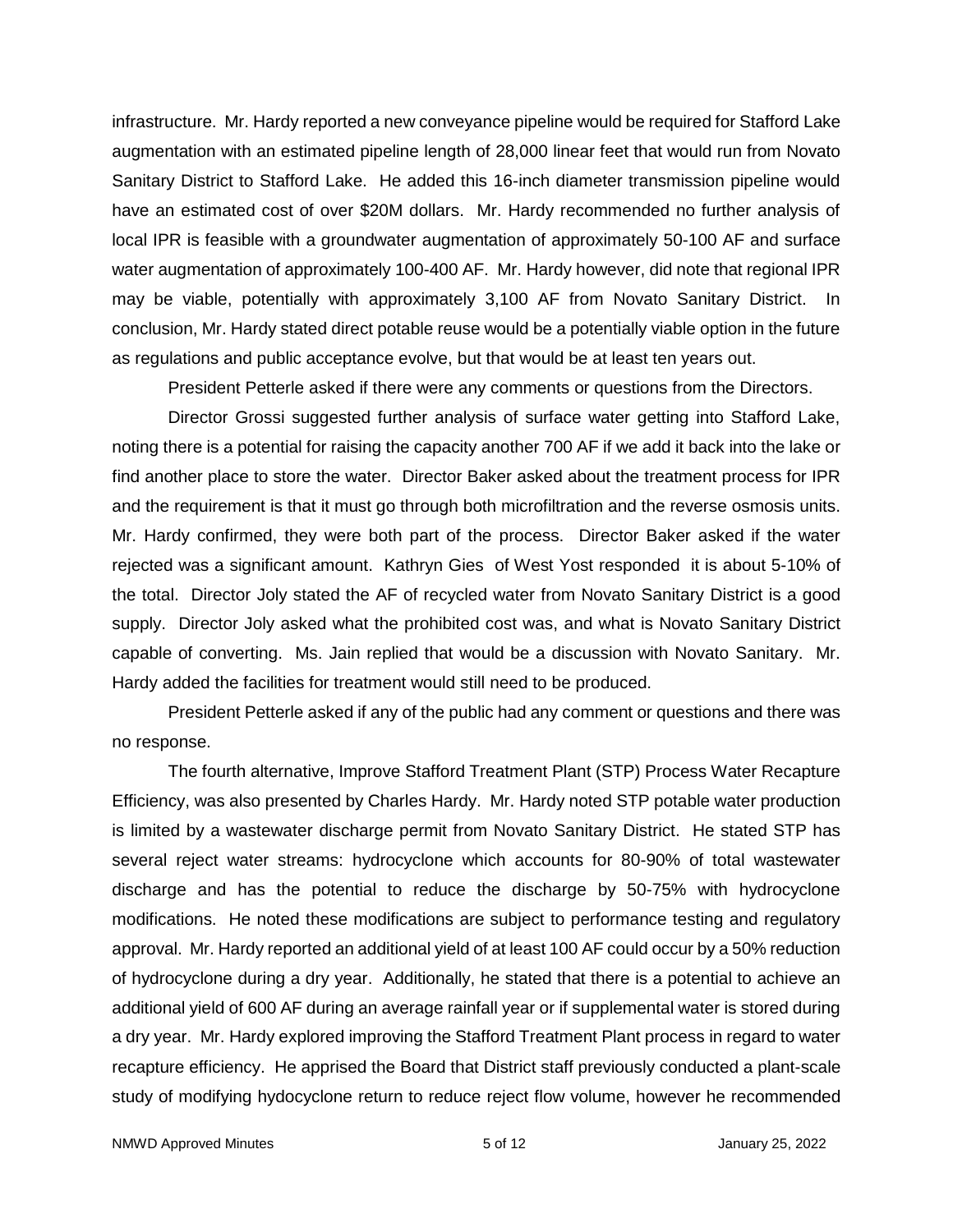infrastructure. Mr. Hardy reported a new conveyance pipeline would be required for Stafford Lake augmentation with an estimated pipeline length of 28,000 linear feet that would run from Novato Sanitary District to Stafford Lake. He added this 16-inch diameter transmission pipeline would have an estimated cost of over $20M dollars. Mr. Hardy recommended no further analysis of local IPR is feasible with a groundwater augmentation of approximately 50-100 AF and surface water augmentation of approximately 100-400 AF. Mr. Hardy however, did note that regional IPR may be viable, potentially with approximately 3,100 AF from Novato Sanitary District. In conclusion, Mr. Hardy stated direct potable reuse would be a potentially viable option in the future as regulations and public acceptance evolve, but that would be at least ten years out.

President Petterle asked if there were any comments or questions from the Directors.

Director Grossi suggested further analysis of surface water getting into Stafford Lake, noting there is a potential for raising the capacity another 700 AF if we add it back into the lake or find another place to store the water. Director Baker asked about the treatment process for IPR and the requirement is that it must go through both microfiltration and the reverse osmosis units. Mr. Hardy confirmed, they were both part of the process. Director Baker asked if the water rejected was a significant amount. Kathryn Gies of West Yost responded it is about 5-10% of the total. Director Joly stated the AF of recycled water from Novato Sanitary District is a good supply. Director Joly asked what the prohibited cost was, and what is Novato Sanitary District capable of converting. Ms. Jain replied that would be a discussion with Novato Sanitary. Mr. Hardy added the facilities for treatment would still need to be produced.

President Petterle asked if any of the public had any comment or questions and there was no response.

The fourth alternative, Improve Stafford Treatment Plant (STP) Process Water Recapture Efficiency, was also presented by Charles Hardy. Mr. Hardy noted STP potable water production is limited by a wastewater discharge permit from Novato Sanitary District. He stated STP has several reject water streams: hydrocyclone which accounts for 80-90% of total wastewater discharge and has the potential to reduce the discharge by 50-75% with hydrocyclone modifications. He noted these modifications are subject to performance testing and regulatory approval. Mr. Hardy reported an additional yield of at least 100 AF could occur by a 50% reduction of hydrocyclone during a dry year. Additionally, he stated that there is a potential to achieve an additional yield of 600 AF during an average rainfall year or if supplemental water is stored during a dry year. Mr. Hardy explored improving the Stafford Treatment Plant process in regard to water recapture efficiency. He apprised the Board that District staff previously conducted a plant-scale study of modifying hydocyclone return to reduce reject flow volume, however he recommended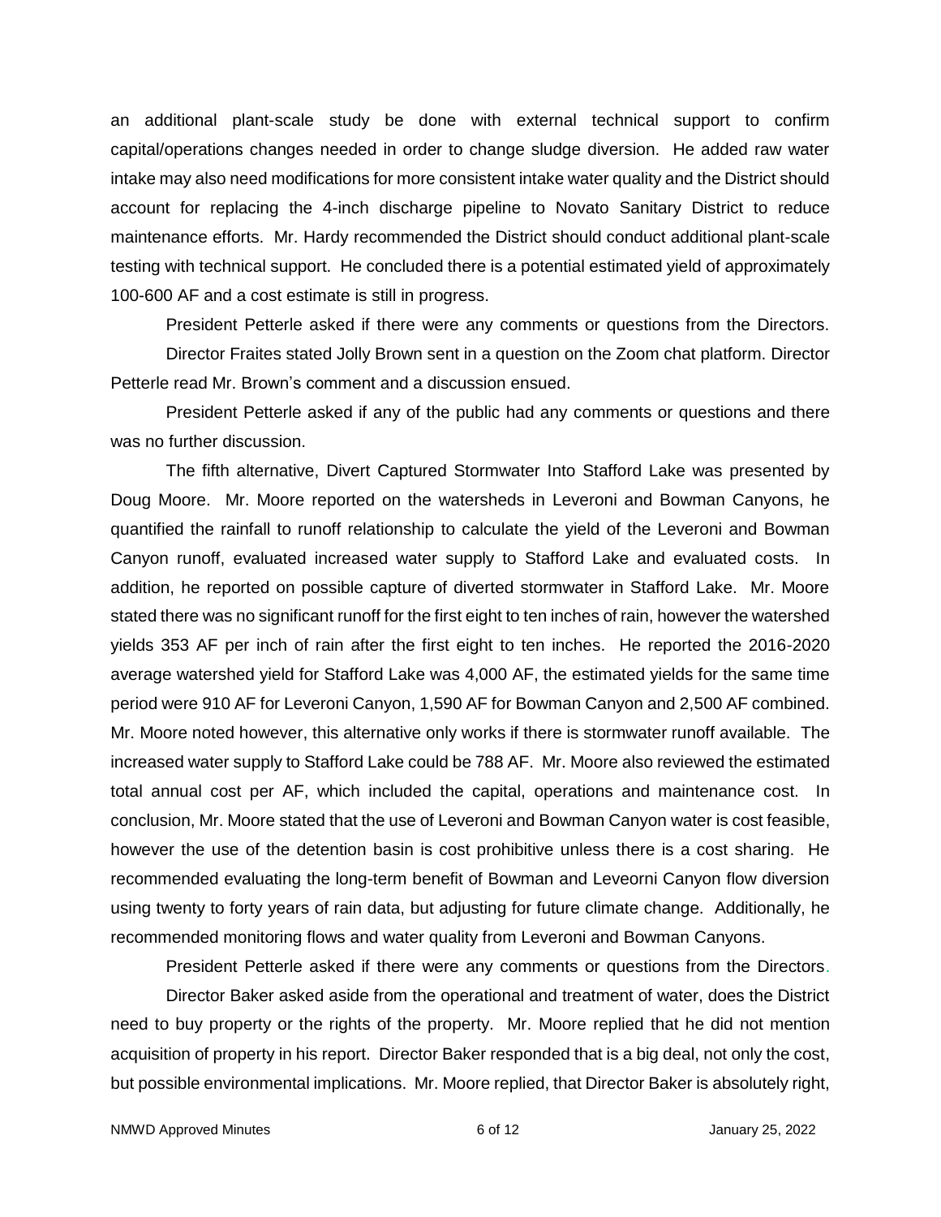an additional plant-scale study be done with external technical support to confirm capital/operations changes needed in order to change sludge diversion. He added raw water intake may also need modifications for more consistent intake water quality and the District should account for replacing the 4-inch discharge pipeline to Novato Sanitary District to reduce maintenance efforts. Mr. Hardy recommended the District should conduct additional plant-scale testing with technical support. He concluded there is a potential estimated yield of approximately 100-600 AF and a cost estimate is still in progress.

President Petterle asked if there were any comments or questions from the Directors.

Director Fraites stated Jolly Brown sent in a question on the Zoom chat platform. Director Petterle read Mr. Brown's comment and a discussion ensued.

President Petterle asked if any of the public had any comments or questions and there was no further discussion.

The fifth alternative, Divert Captured Stormwater Into Stafford Lake was presented by Doug Moore. Mr. Moore reported on the watersheds in Leveroni and Bowman Canyons, he quantified the rainfall to runoff relationship to calculate the yield of the Leveroni and Bowman Canyon runoff, evaluated increased water supply to Stafford Lake and evaluated costs. In addition, he reported on possible capture of diverted stormwater in Stafford Lake. Mr. Moore stated there was no significant runoff for the first eight to ten inches of rain, however the watershed yields 353 AF per inch of rain after the first eight to ten inches. He reported the 2016-2020 average watershed yield for Stafford Lake was 4,000 AF, the estimated yields for the same time period were 910 AF for Leveroni Canyon, 1,590 AF for Bowman Canyon and 2,500 AF combined. Mr. Moore noted however, this alternative only works if there is stormwater runoff available. The increased water supply to Stafford Lake could be 788 AF. Mr. Moore also reviewed the estimated total annual cost per AF, which included the capital, operations and maintenance cost. In conclusion, Mr. Moore stated that the use of Leveroni and Bowman Canyon water is cost feasible, however the use of the detention basin is cost prohibitive unless there is a cost sharing. He recommended evaluating the long-term benefit of Bowman and Leveorni Canyon flow diversion using twenty to forty years of rain data, but adjusting for future climate change. Additionally, he recommended monitoring flows and water quality from Leveroni and Bowman Canyons.

President Petterle asked if there were any comments or questions from the Directors.

Director Baker asked aside from the operational and treatment of water, does the District need to buy property or the rights of the property. Mr. Moore replied that he did not mention acquisition of property in his report. Director Baker responded that is a big deal, not only the cost, but possible environmental implications. Mr. Moore replied, that Director Baker is absolutely right,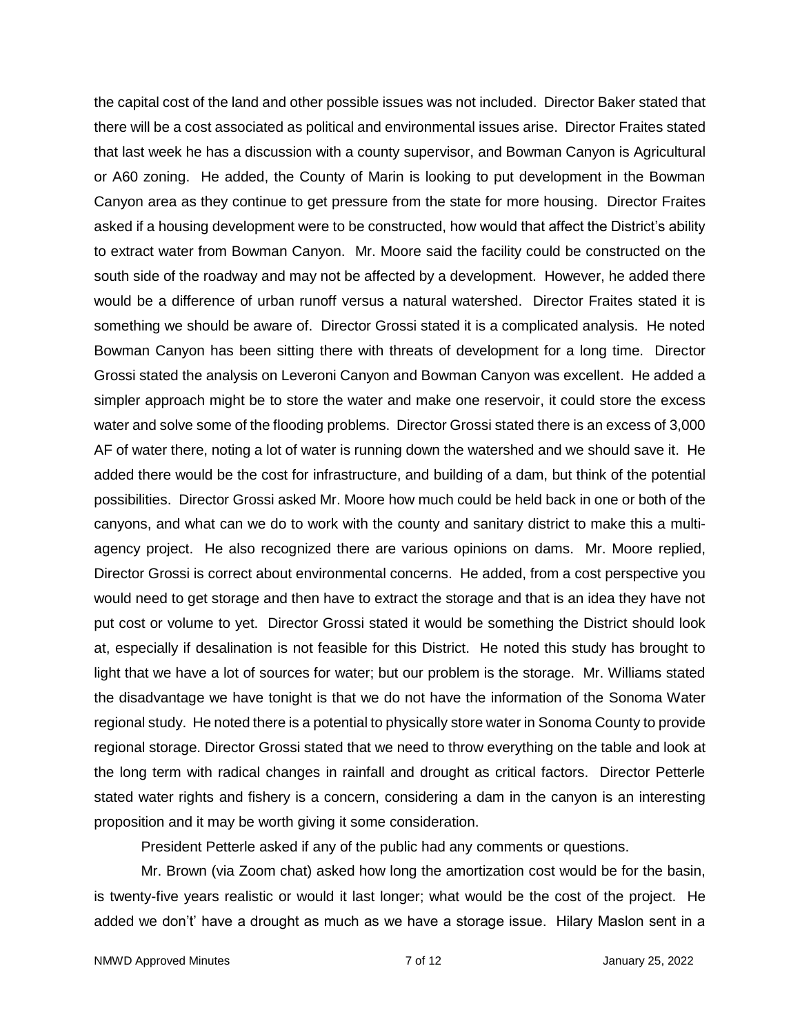the capital cost of the land and other possible issues was not included. Director Baker stated that there will be a cost associated as political and environmental issues arise. Director Fraites stated that last week he has a discussion with a county supervisor, and Bowman Canyon is Agricultural or A60 zoning. He added, the County of Marin is looking to put development in the Bowman Canyon area as they continue to get pressure from the state for more housing. Director Fraites asked if a housing development were to be constructed, how would that affect the District's ability to extract water from Bowman Canyon. Mr. Moore said the facility could be constructed on the south side of the roadway and may not be affected by a development. However, he added there would be a difference of urban runoff versus a natural watershed. Director Fraites stated it is something we should be aware of. Director Grossi stated it is a complicated analysis. He noted Bowman Canyon has been sitting there with threats of development for a long time. Director Grossi stated the analysis on Leveroni Canyon and Bowman Canyon was excellent. He added a simpler approach might be to store the water and make one reservoir, it could store the excess water and solve some of the flooding problems. Director Grossi stated there is an excess of 3,000 AF of water there, noting a lot of water is running down the watershed and we should save it. He added there would be the cost for infrastructure, and building of a dam, but think of the potential possibilities. Director Grossi asked Mr. Moore how much could be held back in one or both of the canyons, and what can we do to work with the county and sanitary district to make this a multi-agency project. He also recognized there are various opinions on dams. Mr. Moore replied, Director Grossi is correct about environmental concerns. He added, from a cost perspective you would need to get storage and then have to extract the storage and that is an idea they have not put cost or volume to yet. Director Grossi stated it would be something the District should look at, especially if desalination is not feasible for this District. He noted this study has brought to light that we have a lot of sources for water; but our problem is the storage. Mr. Williams stated the disadvantage we have tonight is that we do not have the information of the Sonoma Water regional study. He noted there is a potential to physically store water in Sonoma County to provide regional storage. Director Grossi stated that we need to throw everything on the table and look at the long term with radical changes in rainfall and drought as critical factors. Director Petterle stated water rights and fishery is a concern, considering a dam in the canyon is an interesting proposition and it may be worth giving it some consideration.

President Petterle asked if any of the public had any comments or questions.

Mr. Brown (via Zoom chat) asked how long the amortization cost would be for the basin, is twenty-five years realistic or would it last longer; what would be the cost of the project. He added we don't' have a drought as much as we have a storage issue. Hilary Maslon sent in a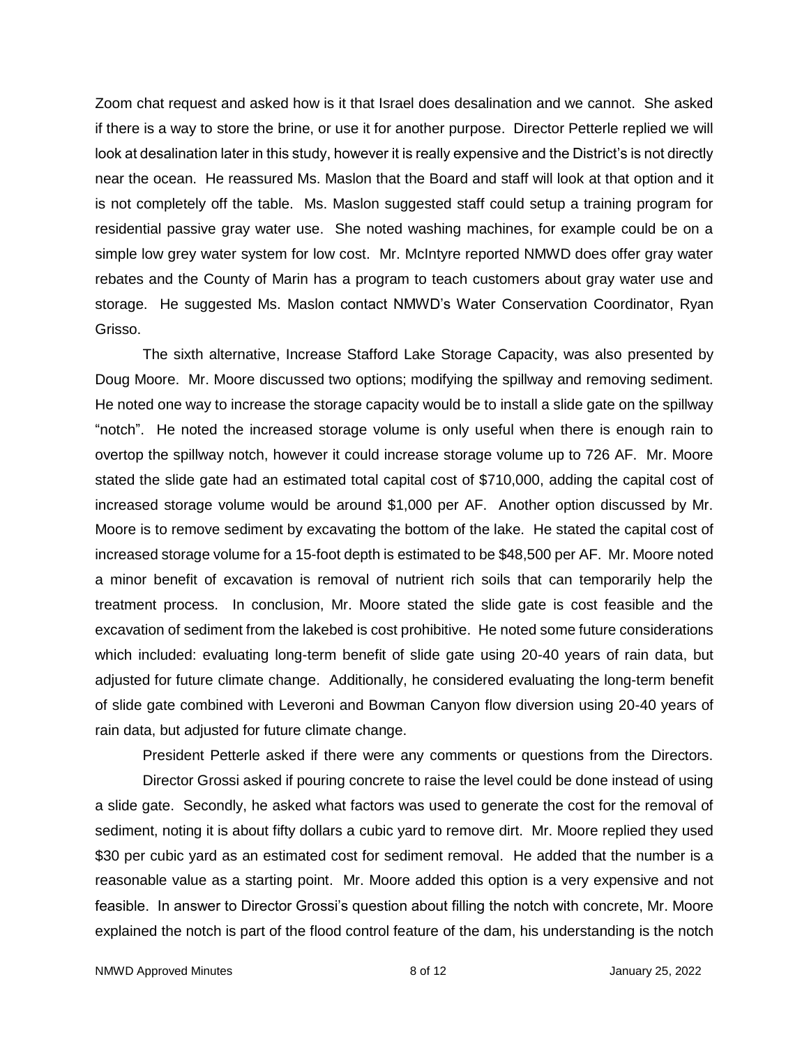Zoom chat request and asked how is it that Israel does desalination and we cannot. She asked if there is a way to store the brine, or use it for another purpose. Director Petterle replied we will look at desalination later in this study, however it is really expensive and the District's is not directly near the ocean. He reassured Ms. Maslon that the Board and staff will look at that option and it is not completely off the table. Ms. Maslon suggested staff could setup a training program for residential passive gray water use. She noted washing machines, for example could be on a simple low grey water system for low cost. Mr. McIntyre reported NMWD does offer gray water rebates and the County of Marin has a program to teach customers about gray water use and storage. He suggested Ms. Maslon contact NMWD's Water Conservation Coordinator, Ryan Grisso.

The sixth alternative, Increase Stafford Lake Storage Capacity, was also presented by Doug Moore. Mr. Moore discussed two options; modifying the spillway and removing sediment. He noted one way to increase the storage capacity would be to install a slide gate on the spillway "notch". He noted the increased storage volume is only useful when there is enough rain to overtop the spillway notch, however it could increase storage volume up to 726 AF. Mr. Moore stated the slide gate had an estimated total capital cost of $710,000, adding the capital cost of increased storage volume would be around $1,000 per AF. Another option discussed by Mr. Moore is to remove sediment by excavating the bottom of the lake. He stated the capital cost of increased storage volume for a 15-foot depth is estimated to be $48,500 per AF. Mr. Moore noted a minor benefit of excavation is removal of nutrient rich soils that can temporarily help the treatment process. In conclusion, Mr. Moore stated the slide gate is cost feasible and the excavation of sediment from the lakebed is cost prohibitive. He noted some future considerations which included: evaluating long-term benefit of slide gate using 20-40 years of rain data, but adjusted for future climate change. Additionally, he considered evaluating the long-term benefit of slide gate combined with Leveroni and Bowman Canyon flow diversion using 20-40 years of rain data, but adjusted for future climate change.

President Petterle asked if there were any comments or questions from the Directors.

Director Grossi asked if pouring concrete to raise the level could be done instead of using a slide gate. Secondly, he asked what factors was used to generate the cost for the removal of sediment, noting it is about fifty dollars a cubic yard to remove dirt. Mr. Moore replied they used $30 per cubic yard as an estimated cost for sediment removal. He added that the number is a reasonable value as a starting point. Mr. Moore added this option is a very expensive and not feasible. In answer to Director Grossi's question about filling the notch with concrete, Mr. Moore explained the notch is part of the flood control feature of the dam, his understanding is the notch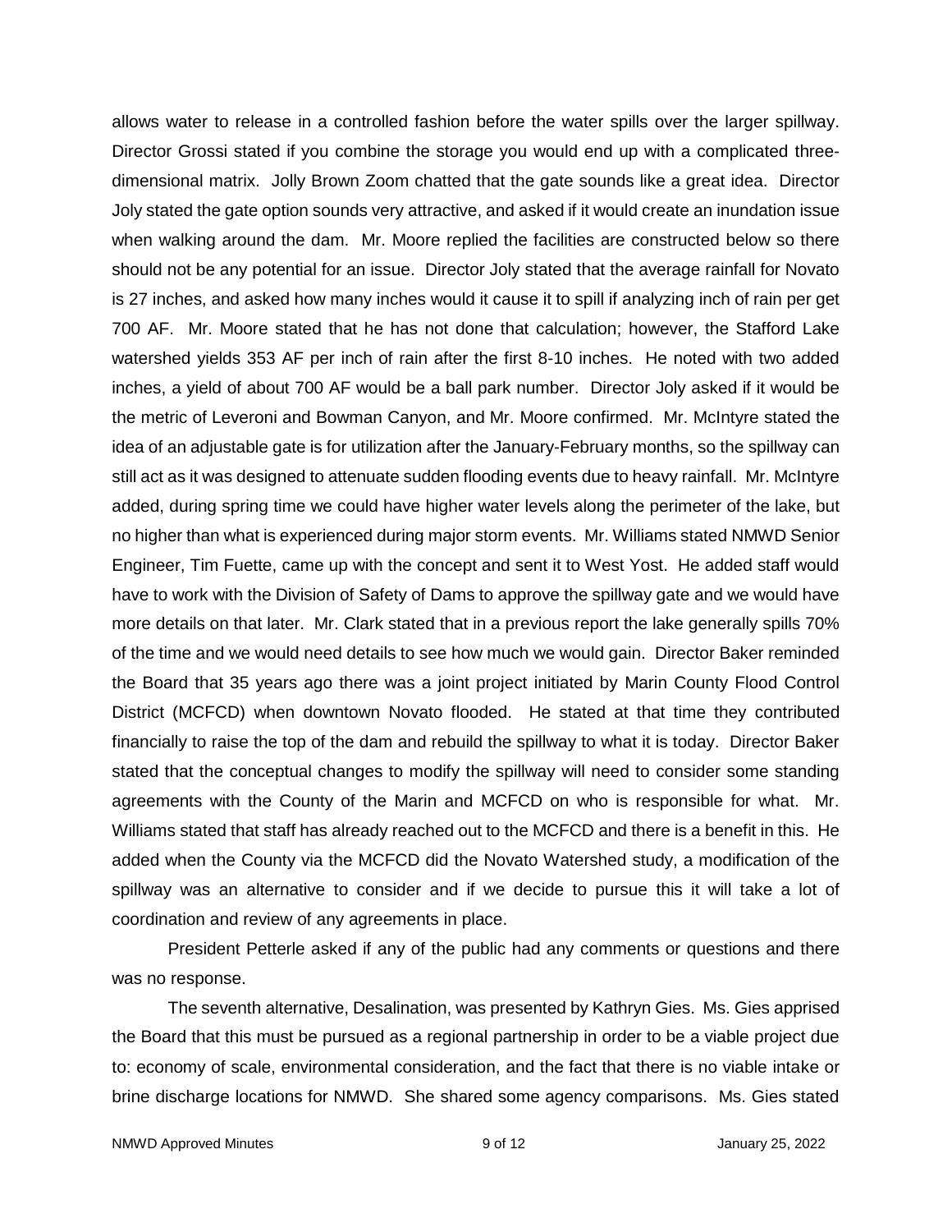allows water to release in a controlled fashion before the water spills over the larger spillway. Director Grossi stated if you combine the storage you would end up with a complicated three-dimensional matrix. Jolly Brown Zoom chatted that the gate sounds like a great idea. Director Joly stated the gate option sounds very attractive, and asked if it would create an inundation issue when walking around the dam. Mr. Moore replied the facilities are constructed below so there should not be any potential for an issue. Director Joly stated that the average rainfall for Novato is 27 inches, and asked how many inches would it cause it to spill if analyzing inch of rain per get 700 AF. Mr. Moore stated that he has not done that calculation; however, the Stafford Lake watershed yields 353 AF per inch of rain after the first 8-10 inches. He noted with two added inches, a yield of about 700 AF would be a ball park number. Director Joly asked if it would be the metric of Leveroni and Bowman Canyon, and Mr. Moore confirmed. Mr. McIntyre stated the idea of an adjustable gate is for utilization after the January-February months, so the spillway can still act as it was designed to attenuate sudden flooding events due to heavy rainfall. Mr. McIntyre added, during spring time we could have higher water levels along the perimeter of the lake, but no higher than what is experienced during major storm events. Mr. Williams stated NMWD Senior Engineer, Tim Fuette, came up with the concept and sent it to West Yost. He added staff would have to work with the Division of Safety of Dams to approve the spillway gate and we would have more details on that later. Mr. Clark stated that in a previous report the lake generally spills 70% of the time and we would need details to see how much we would gain. Director Baker reminded the Board that 35 years ago there was a joint project initiated by Marin County Flood Control District (MCFCD) when downtown Novato flooded. He stated at that time they contributed financially to raise the top of the dam and rebuild the spillway to what it is today. Director Baker stated that the conceptual changes to modify the spillway will need to consider some standing agreements with the County of the Marin and MCFCD on who is responsible for what. Mr. Williams stated that staff has already reached out to the MCFCD and there is a benefit in this. He added when the County via the MCFCD did the Novato Watershed study, a modification of the spillway was an alternative to consider and if we decide to pursue this it will take a lot of coordination and review of any agreements in place.

President Petterle asked if any of the public had any comments or questions and there was no response.

The seventh alternative, Desalination, was presented by Kathryn Gies. Ms. Gies apprised the Board that this must be pursued as a regional partnership in order to be a viable project due to: economy of scale, environmental consideration, and the fact that there is no viable intake or brine discharge locations for NMWD. She shared some agency comparisons. Ms. Gies stated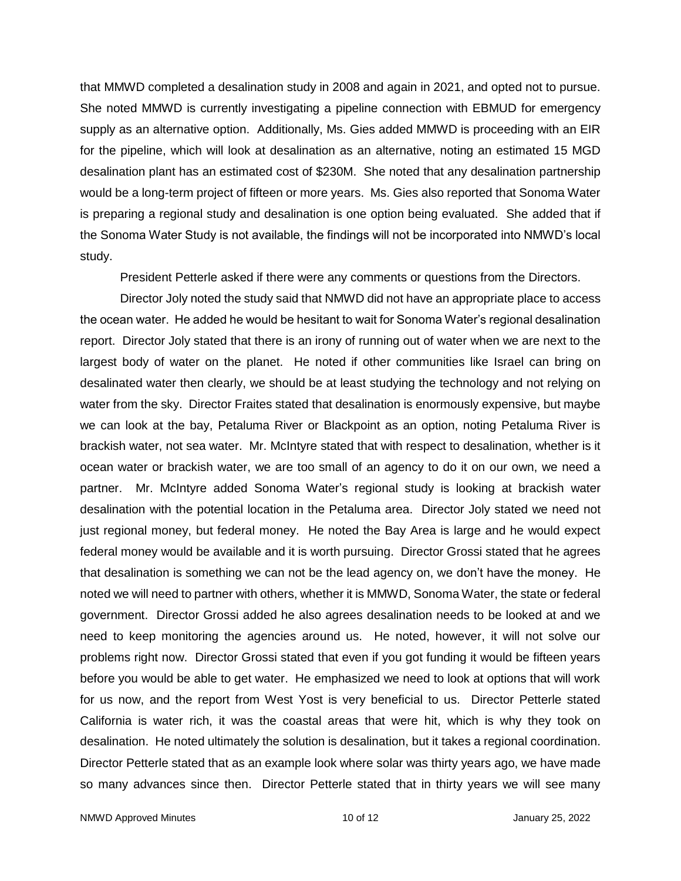that MMWD completed a desalination study in 2008 and again in 2021, and opted not to pursue. She noted MMWD is currently investigating a pipeline connection with EBMUD for emergency supply as an alternative option. Additionally, Ms. Gies added MMWD is proceeding with an EIR for the pipeline, which will look at desalination as an alternative, noting an estimated 15 MGD desalination plant has an estimated cost of $230M. She noted that any desalination partnership would be a long-term project of fifteen or more years. Ms. Gies also reported that Sonoma Water is preparing a regional study and desalination is one option being evaluated. She added that if the Sonoma Water Study is not available, the findings will not be incorporated into NMWD's local study.

President Petterle asked if there were any comments or questions from the Directors.

Director Joly noted the study said that NMWD did not have an appropriate place to access the ocean water. He added he would be hesitant to wait for Sonoma Water's regional desalination report. Director Joly stated that there is an irony of running out of water when we are next to the largest body of water on the planet. He noted if other communities like Israel can bring on desalinated water then clearly, we should be at least studying the technology and not relying on water from the sky. Director Fraites stated that desalination is enormously expensive, but maybe we can look at the bay, Petaluma River or Blackpoint as an option, noting Petaluma River is brackish water, not sea water. Mr. McIntyre stated that with respect to desalination, whether is it ocean water or brackish water, we are too small of an agency to do it on our own, we need a partner. Mr. McIntyre added Sonoma Water's regional study is looking at brackish water desalination with the potential location in the Petaluma area. Director Joly stated we need not just regional money, but federal money. He noted the Bay Area is large and he would expect federal money would be available and it is worth pursuing. Director Grossi stated that he agrees that desalination is something we can not be the lead agency on, we don't have the money. He noted we will need to partner with others, whether it is MMWD, Sonoma Water, the state or federal government. Director Grossi added he also agrees desalination needs to be looked at and we need to keep monitoring the agencies around us. He noted, however, it will not solve our problems right now. Director Grossi stated that even if you got funding it would be fifteen years before you would be able to get water. He emphasized we need to look at options that will work for us now, and the report from West Yost is very beneficial to us. Director Petterle stated California is water rich, it was the coastal areas that were hit, which is why they took on desalination. He noted ultimately the solution is desalination, but it takes a regional coordination. Director Petterle stated that as an example look where solar was thirty years ago, we have made so many advances since then. Director Petterle stated that in thirty years we will see many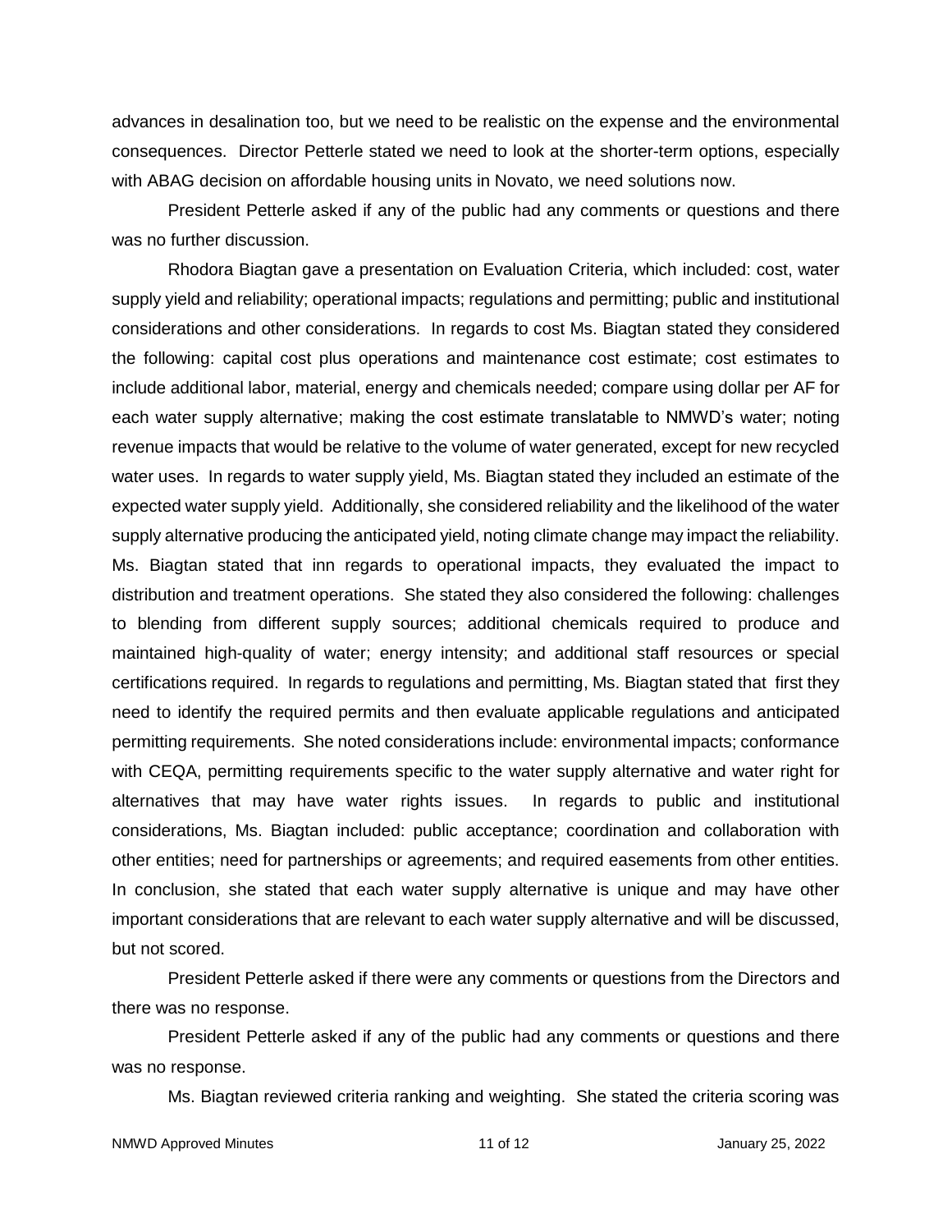advances in desalination too, but we need to be realistic on the expense and the environmental consequences. Director Petterle stated we need to look at the shorter-term options, especially with ABAG decision on affordable housing units in Novato, we need solutions now.

President Petterle asked if any of the public had any comments or questions and there was no further discussion.

Rhodora Biagtan gave a presentation on Evaluation Criteria, which included: cost, water supply yield and reliability; operational impacts; regulations and permitting; public and institutional considerations and other considerations. In regards to cost Ms. Biagtan stated they considered the following: capital cost plus operations and maintenance cost estimate; cost estimates to include additional labor, material, energy and chemicals needed; compare using dollar per AF for each water supply alternative; making the cost estimate translatable to NMWD's water; noting revenue impacts that would be relative to the volume of water generated, except for new recycled water uses. In regards to water supply yield, Ms. Biagtan stated they included an estimate of the expected water supply yield. Additionally, she considered reliability and the likelihood of the water supply alternative producing the anticipated yield, noting climate change may impact the reliability. Ms. Biagtan stated that inn regards to operational impacts, they evaluated the impact to distribution and treatment operations. She stated they also considered the following: challenges to blending from different supply sources; additional chemicals required to produce and maintained high-quality of water; energy intensity; and additional staff resources or special certifications required. In regards to regulations and permitting, Ms. Biagtan stated that first they need to identify the required permits and then evaluate applicable regulations and anticipated permitting requirements. She noted considerations include: environmental impacts; conformance with CEQA, permitting requirements specific to the water supply alternative and water right for alternatives that may have water rights issues. In regards to public and institutional considerations, Ms. Biagtan included: public acceptance; coordination and collaboration with other entities; need for partnerships or agreements; and required easements from other entities. In conclusion, she stated that each water supply alternative is unique and may have other important considerations that are relevant to each water supply alternative and will be discussed, but not scored.

President Petterle asked if there were any comments or questions from the Directors and there was no response.

President Petterle asked if any of the public had any comments or questions and there was no response.

Ms. Biagtan reviewed criteria ranking and weighting. She stated the criteria scoring was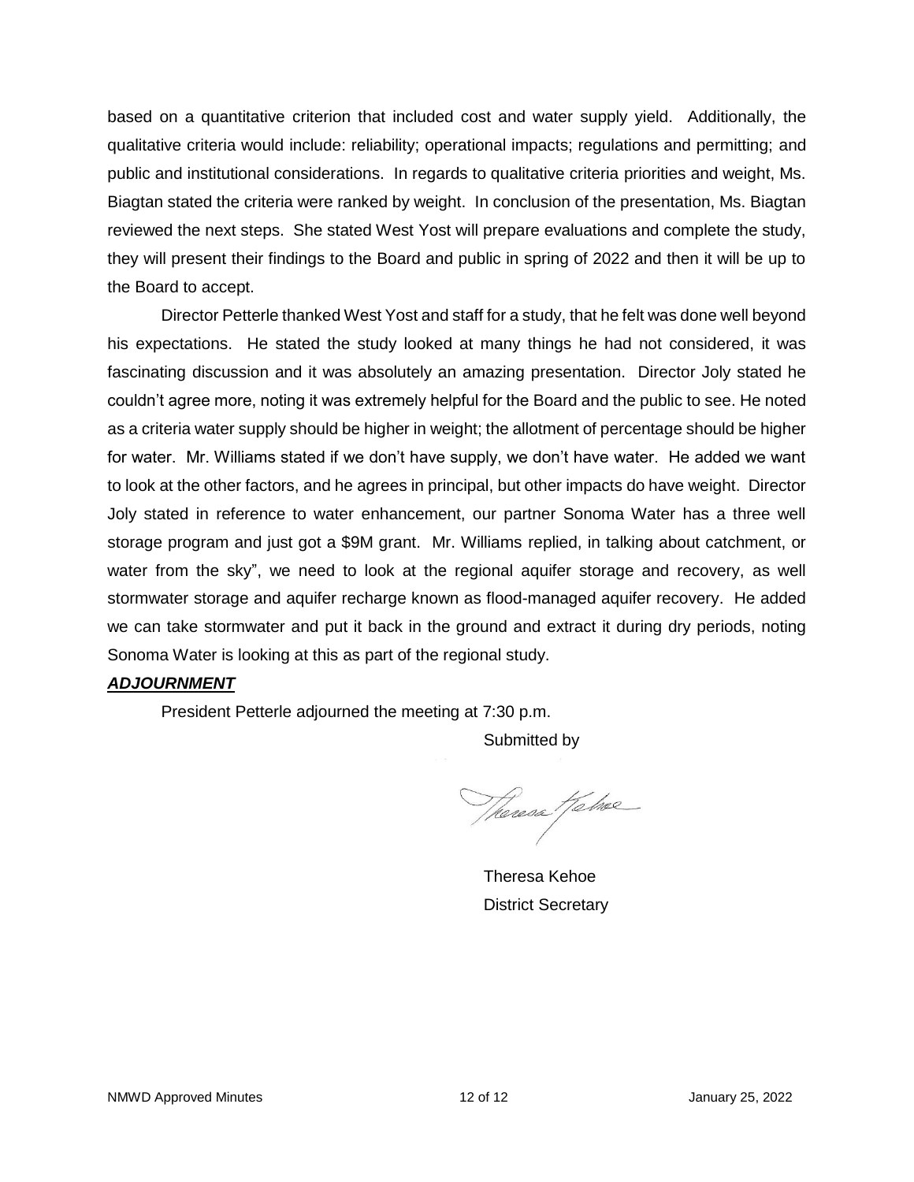based on a quantitative criterion that included cost and water supply yield. Additionally, the qualitative criteria would include: reliability; operational impacts; regulations and permitting; and public and institutional considerations. In regards to qualitative criteria priorities and weight, Ms. Biagtan stated the criteria were ranked by weight. In conclusion of the presentation, Ms. Biagtan reviewed the next steps. She stated West Yost will prepare evaluations and complete the study, they will present their findings to the Board and public in spring of 2022 and then it will be up to the Board to accept.

Director Petterle thanked West Yost and staff for a study, that he felt was done well beyond his expectations. He stated the study looked at many things he had not considered, it was fascinating discussion and it was absolutely an amazing presentation. Director Joly stated he couldn't agree more, noting it was extremely helpful for the Board and the public to see. He noted as a criteria water supply should be higher in weight; the allotment of percentage should be higher for water. Mr. Williams stated if we don't have supply, we don't have water. He added we want to look at the other factors, and he agrees in principal, but other impacts do have weight. Director Joly stated in reference to water enhancement, our partner Sonoma Water has a three well storage program and just got a $9M grant. Mr. Williams replied, in talking about catchment, or water from the sky", we need to look at the regional aquifer storage and recovery, as well stormwater storage and aquifer recharge known as flood-managed aquifer recovery. He added we can take stormwater and put it back in the ground and extract it during dry periods, noting Sonoma Water is looking at this as part of the regional study.

***ADJOURNMENT***

President Petterle adjourned the meeting at 7:30 p.m.

Submitted by

Theresa Kehoe

Theresa Kehoe
District Secretary